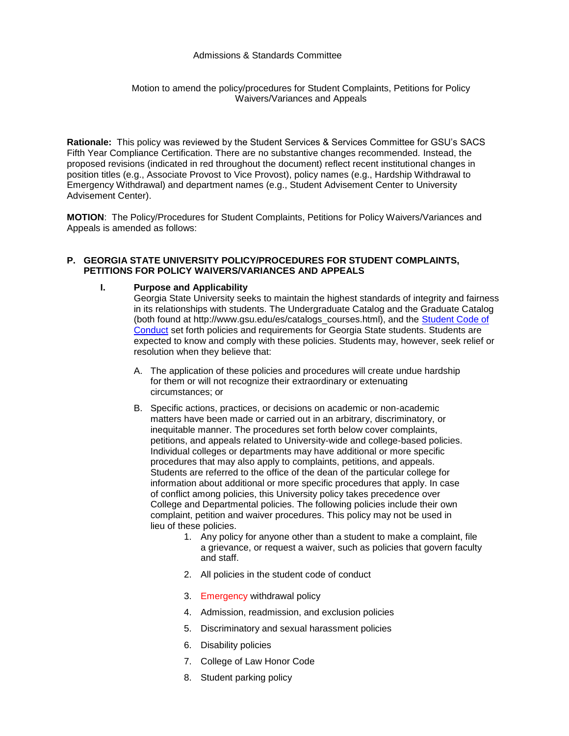Admissions & Standards Committee

Motion to amend the policy/procedures for Student Complaints, Petitions for Policy Waivers/Variances and Appeals

**Rationale:** This policy was reviewed by the Student Services & Services Committee for GSU's SACS Fifth Year Compliance Certification. There are no substantive changes recommended. Instead, the proposed revisions (indicated in red throughout the document) reflect recent institutional changes in position titles (e.g., Associate Provost to Vice Provost), policy names (e.g., Hardship Withdrawal to Emergency Withdrawal) and department names (e.g., Student Advisement Center to University Advisement Center).

**MOTION**: The Policy/Procedures for Student Complaints, Petitions for Policy Waivers/Variances and Appeals is amended as follows:

## P. GEORGIA STATE UNIVERSITY POLICY/PROCEDURES FOR STUDENT COMPLAINTS, PETITIONS FOR POLICY WAIVERS/VARIANCES AND APPEALS

### I. Purpose and Applicability

Georgia State University seeks to maintain the highest standards of integrity and fairness in its relationships with students. The Undergraduate Catalog and the Graduate Catalog (both found at http://www.gsu.edu/es/catalogs_courses.html), and the Student Code of Conduct set forth policies and requirements for Georgia State students. Students are expected to know and comply with these policies. Students may, however, seek relief or resolution when they believe that:

A. The application of these policies and procedures will create undue hardship for them or will not recognize their extraordinary or extenuating circumstances; or

B. Specific actions, practices, or decisions on academic or non-academic matters have been made or carried out in an arbitrary, discriminatory, or inequitable manner. The procedures set forth below cover complaints, petitions, and appeals related to University-wide and college-based policies. Individual colleges or departments may have additional or more specific procedures that may also apply to complaints, petitions, and appeals. Students are referred to the office of the dean of the particular college for information about additional or more specific procedures that apply. In case of conflict among policies, this University policy takes precedence over College and Departmental policies. The following policies include their own complaint, petition and waiver procedures. This policy may not be used in lieu of these policies.

   1. Any policy for anyone other than a student to make a complaint, file a grievance, or request a waiver, such as policies that govern faculty and staff.
   2. All policies in the student code of conduct
   3. Emergency withdrawal policy
   4. Admission, readmission, and exclusion policies
   5. Discriminatory and sexual harassment policies
   6. Disability policies
   7. College of Law Honor Code
   8. Student parking policy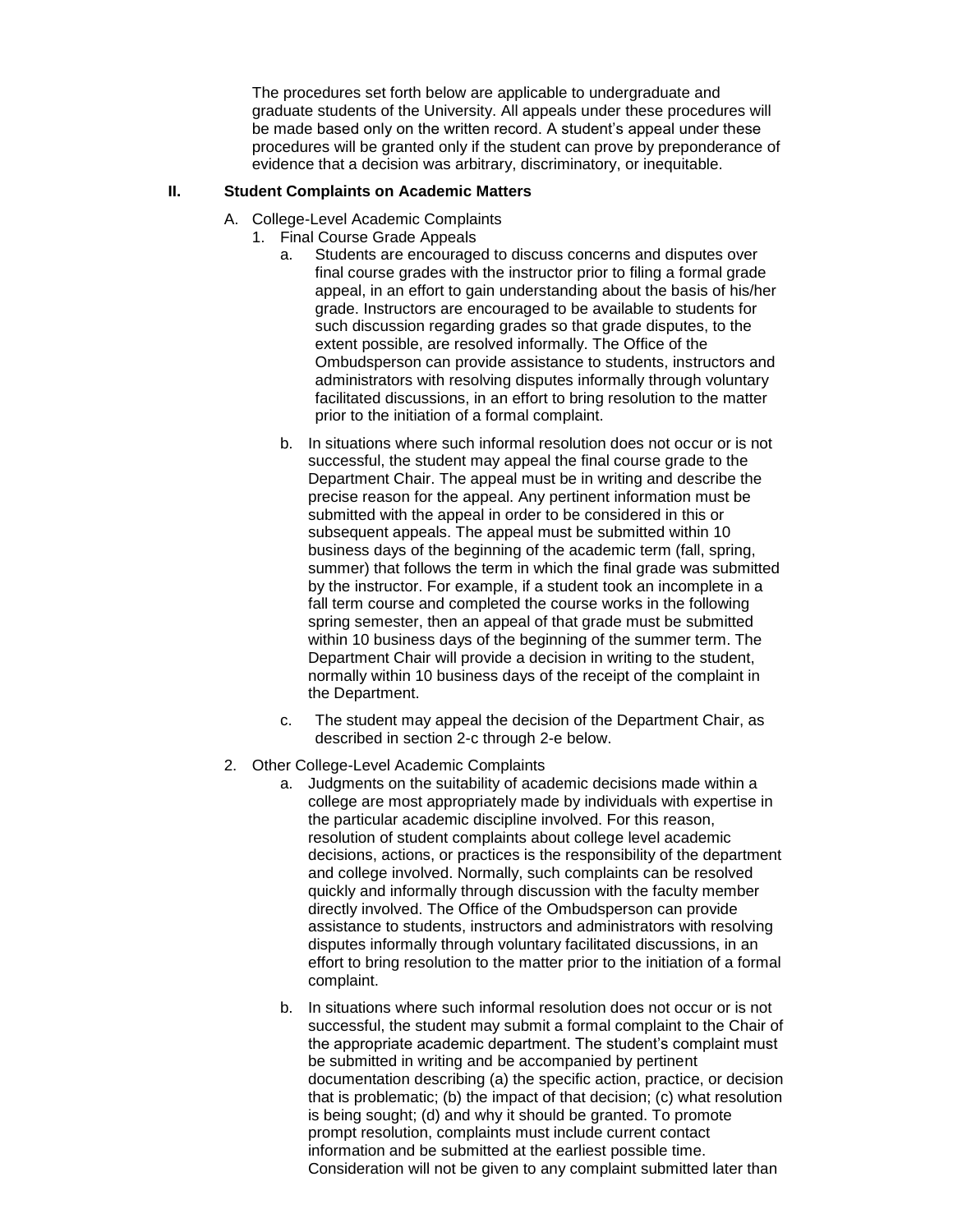The procedures set forth below are applicable to undergraduate and graduate students of the University. All appeals under these procedures will be made based only on the written record. A student's appeal under these procedures will be granted only if the student can prove by preponderance of evidence that a decision was arbitrary, discriminatory, or inequitable.

## II. Student Complaints on Academic Matters

A. College-Level Academic Complaints

1. Final Course Grade Appeals

   a. Students are encouraged to discuss concerns and disputes over final course grades with the instructor prior to filing a formal grade appeal, in an effort to gain understanding about the basis of his/her grade. Instructors are encouraged to be available to students for such discussion regarding grades so that grade disputes, to the extent possible, are resolved informally. The Office of the Ombudsperson can provide assistance to students, instructors and administrators with resolving disputes informally through voluntary facilitated discussions, in an effort to bring resolution to the matter prior to the initiation of a formal complaint.

   b. In situations where such informal resolution does not occur or is not successful, the student may appeal the final course grade to the Department Chair. The appeal must be in writing and describe the precise reason for the appeal. Any pertinent information must be submitted with the appeal in order to be considered in this or subsequent appeals. The appeal must be submitted within 10 business days of the beginning of the academic term (fall, spring, summer) that follows the term in which the final grade was submitted by the instructor. For example, if a student took an incomplete in a fall term course and completed the course works in the following spring semester, then an appeal of that grade must be submitted within 10 business days of the beginning of the summer term. The Department Chair will provide a decision in writing to the student, normally within 10 business days of the receipt of the complaint in the Department.

   c. The student may appeal the decision of the Department Chair, as described in section 2-c through 2-e below.

2. Other College-Level Academic Complaints

   a. Judgments on the suitability of academic decisions made within a college are most appropriately made by individuals with expertise in the particular academic discipline involved. For this reason, resolution of student complaints about college level academic decisions, actions, or practices is the responsibility of the department and college involved. Normally, such complaints can be resolved quickly and informally through discussion with the faculty member directly involved. The Office of the Ombudsperson can provide assistance to students, instructors and administrators with resolving disputes informally through voluntary facilitated discussions, in an effort to bring resolution to the matter prior to the initiation of a formal complaint.

   b. In situations where such informal resolution does not occur or is not successful, the student may submit a formal complaint to the Chair of the appropriate academic department. The student's complaint must be submitted in writing and be accompanied by pertinent documentation describing (a) the specific action, practice, or decision that is problematic; (b) the impact of that decision; (c) what resolution is being sought; (d) and why it should be granted. To promote prompt resolution, complaints must include current contact information and be submitted at the earliest possible time. Consideration will not be given to any complaint submitted later than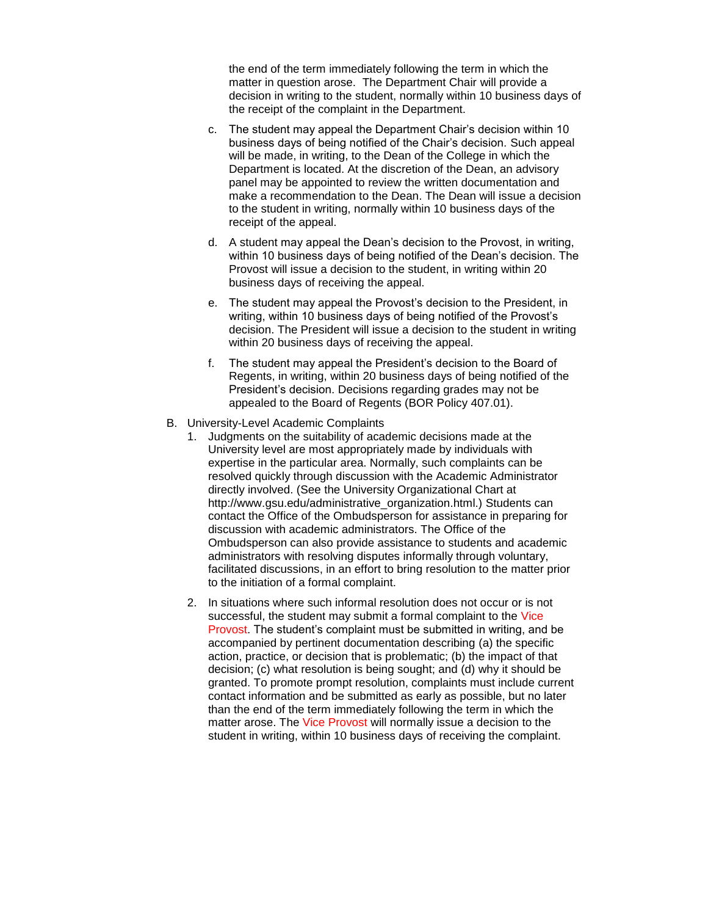the end of the term immediately following the term in which the matter in question arose. The Department Chair will provide a decision in writing to the student, normally within 10 business days of the receipt of the complaint in the Department.

c. The student may appeal the Department Chair's decision within 10 business days of being notified of the Chair's decision. Such appeal will be made, in writing, to the Dean of the College in which the Department is located. At the discretion of the Dean, an advisory panel may be appointed to review the written documentation and make a recommendation to the Dean. The Dean will issue a decision to the student in writing, normally within 10 business days of the receipt of the appeal.

d. A student may appeal the Dean's decision to the Provost, in writing, within 10 business days of being notified of the Dean's decision. The Provost will issue a decision to the student, in writing within 20 business days of receiving the appeal.

e. The student may appeal the Provost's decision to the President, in writing, within 10 business days of being notified of the Provost's decision. The President will issue a decision to the student in writing within 20 business days of receiving the appeal.

f. The student may appeal the President's decision to the Board of Regents, in writing, within 20 business days of being notified of the President's decision. Decisions regarding grades may not be appealed to the Board of Regents (BOR Policy 407.01).

B. University-Level Academic Complaints

1. Judgments on the suitability of academic decisions made at the University level are most appropriately made by individuals with expertise in the particular area. Normally, such complaints can be resolved quickly through discussion with the Academic Administrator directly involved. (See the University Organizational Chart at http://www.gsu.edu/administrative_organization.html.) Students can contact the Office of the Ombudsperson for assistance in preparing for discussion with academic administrators. The Office of the Ombudsperson can also provide assistance to students and academic administrators with resolving disputes informally through voluntary, facilitated discussions, in an effort to bring resolution to the matter prior to the initiation of a formal complaint.

2. In situations where such informal resolution does not occur or is not successful, the student may submit a formal complaint to the Vice Provost. The student's complaint must be submitted in writing, and be accompanied by pertinent documentation describing (a) the specific action, practice, or decision that is problematic; (b) the impact of that decision; (c) what resolution is being sought; and (d) why it should be granted. To promote prompt resolution, complaints must include current contact information and be submitted as early as possible, but no later than the end of the term immediately following the term in which the matter arose. The Vice Provost will normally issue a decision to the student in writing, within 10 business days of receiving the complaint.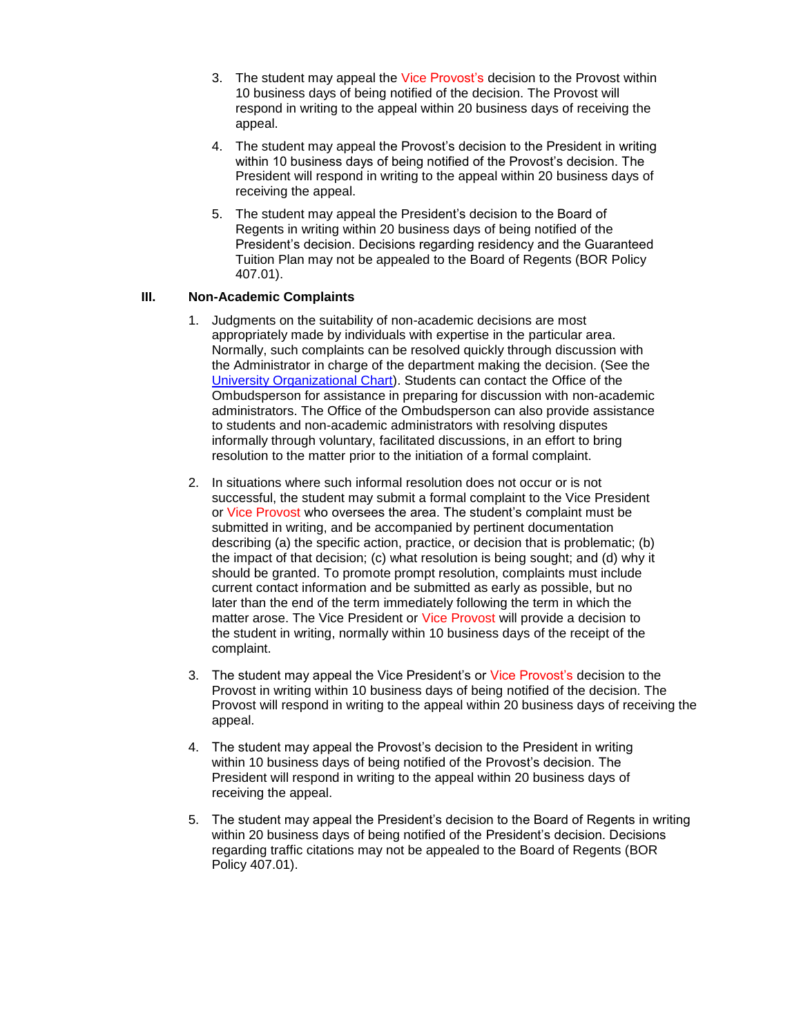3. The student may appeal the Vice Provost's decision to the Provost within 10 business days of being notified of the decision. The Provost will respond in writing to the appeal within 20 business days of receiving the appeal.

4. The student may appeal the Provost's decision to the President in writing within 10 business days of being notified of the Provost's decision. The President will respond in writing to the appeal within 20 business days of receiving the appeal.

5. The student may appeal the President's decision to the Board of Regents in writing within 20 business days of being notified of the President's decision. Decisions regarding residency and the Guaranteed Tuition Plan may not be appealed to the Board of Regents (BOR Policy 407.01).

## III. Non-Academic Complaints

1. Judgments on the suitability of non-academic decisions are most appropriately made by individuals with expertise in the particular area. Normally, such complaints can be resolved quickly through discussion with the Administrator in charge of the department making the decision. (See the [University Organizational Chart](#)). Students can contact the Office of the Ombudsperson for assistance in preparing for discussion with non-academic administrators. The Office of the Ombudsperson can also provide assistance to students and non-academic administrators with resolving disputes informally through voluntary, facilitated discussions, in an effort to bring resolution to the matter prior to the initiation of a formal complaint.

2. In situations where such informal resolution does not occur or is not successful, the student may submit a formal complaint to the Vice President or Vice Provost who oversees the area. The student's complaint must be submitted in writing, and be accompanied by pertinent documentation describing (a) the specific action, practice, or decision that is problematic; (b) the impact of that decision; (c) what resolution is being sought; and (d) why it should be granted. To promote prompt resolution, complaints must include current contact information and be submitted as early as possible, but no later than the end of the term immediately following the term in which the matter arose. The Vice President or Vice Provost will provide a decision to the student in writing, normally within 10 business days of the receipt of the complaint.

3. The student may appeal the Vice President's or Vice Provost's decision to the Provost in writing within 10 business days of being notified of the decision. The Provost will respond in writing to the appeal within 20 business days of receiving the appeal.

4. The student may appeal the Provost's decision to the President in writing within 10 business days of being notified of the Provost's decision. The President will respond in writing to the appeal within 20 business days of receiving the appeal.

5. The student may appeal the President's decision to the Board of Regents in writing within 20 business days of being notified of the President's decision. Decisions regarding traffic citations may not be appealed to the Board of Regents (BOR Policy 407.01).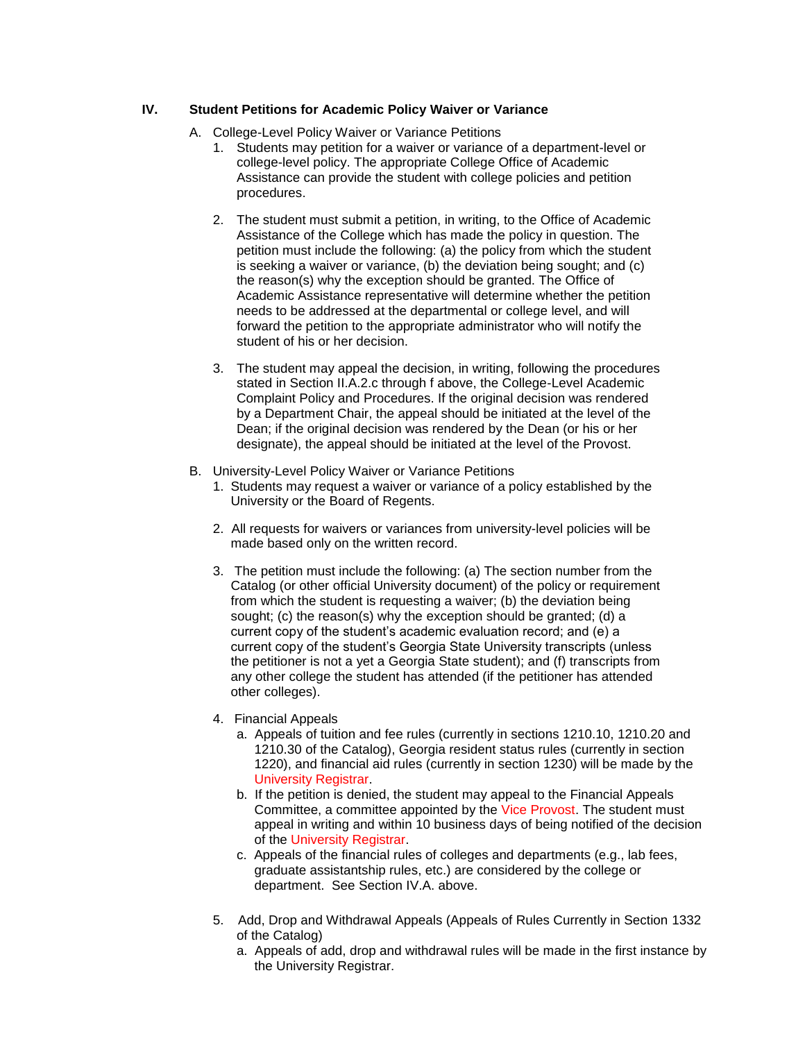## IV. Student Petitions for Academic Policy Waiver or Variance

A. College-Level Policy Waiver or Variance Petitions

1. Students may petition for a waiver or variance of a department-level or college-level policy. The appropriate College Office of Academic Assistance can provide the student with college policies and petition procedures.

2. The student must submit a petition, in writing, to the Office of Academic Assistance of the College which has made the policy in question. The petition must include the following: (a) the policy from which the student is seeking a waiver or variance, (b) the deviation being sought; and (c) the reason(s) why the exception should be granted. The Office of Academic Assistance representative will determine whether the petition needs to be addressed at the departmental or college level, and will forward the petition to the appropriate administrator who will notify the student of his or her decision.

3. The student may appeal the decision, in writing, following the procedures stated in Section II.A.2.c through f above, the College-Level Academic Complaint Policy and Procedures. If the original decision was rendered by a Department Chair, the appeal should be initiated at the level of the Dean; if the original decision was rendered by the Dean (or his or her designate), the appeal should be initiated at the level of the Provost.

B. University-Level Policy Waiver or Variance Petitions

1. Students may request a waiver or variance of a policy established by the University or the Board of Regents.

2. All requests for waivers or variances from university-level policies will be made based only on the written record.

3. The petition must include the following: (a) The section number from the Catalog (or other official University document) of the policy or requirement from which the student is requesting a waiver; (b) the deviation being sought; (c) the reason(s) why the exception should be granted; (d) a current copy of the student's academic evaluation record; and (e) a current copy of the student's Georgia State University transcripts (unless the petitioner is not a yet a Georgia State student); and (f) transcripts from any other college the student has attended (if the petitioner has attended other colleges).

4. Financial Appeals
   a. Appeals of tuition and fee rules (currently in sections 1210.10, 1210.20 and 1210.30 of the Catalog), Georgia resident status rules (currently in section 1220), and financial aid rules (currently in section 1230) will be made by the University Registrar.
   b. If the petition is denied, the student may appeal to the Financial Appeals Committee, a committee appointed by the Vice Provost. The student must appeal in writing and within 10 business days of being notified of the decision of the University Registrar.
   c. Appeals of the financial rules of colleges and departments (e.g., lab fees, graduate assistantship rules, etc.) are considered by the college or department. See Section IV.A. above.

5. Add, Drop and Withdrawal Appeals (Appeals of Rules Currently in Section 1332 of the Catalog)
   a. Appeals of add, drop and withdrawal rules will be made in the first instance by the University Registrar.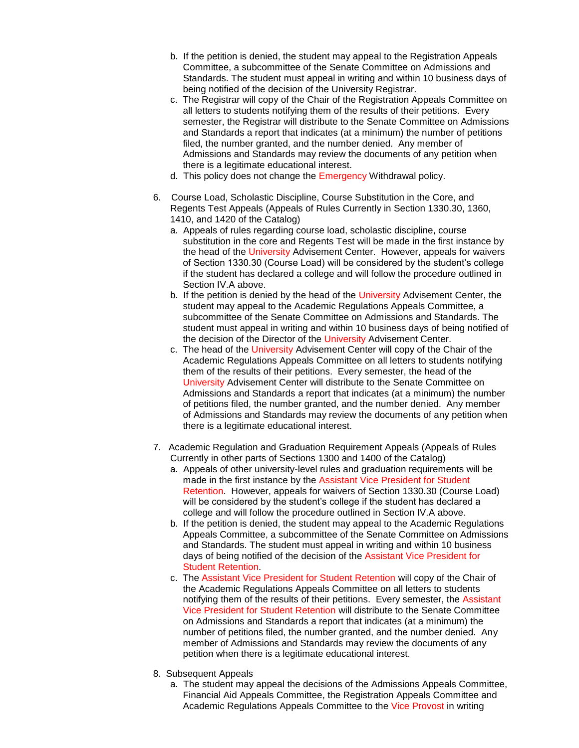b. If the petition is denied, the student may appeal to the Registration Appeals Committee, a subcommittee of the Senate Committee on Admissions and Standards. The student must appeal in writing and within 10 business days of being notified of the decision of the University Registrar.
   c. The Registrar will copy of the Chair of the Registration Appeals Committee on all letters to students notifying them of the results of their petitions. Every semester, the Registrar will distribute to the Senate Committee on Admissions and Standards a report that indicates (at a minimum) the number of petitions filed, the number granted, and the number denied. Any member of Admissions and Standards may review the documents of any petition when there is a legitimate educational interest.
   d. This policy does not change the Emergency Withdrawal policy.

6. Course Load, Scholastic Discipline, Course Substitution in the Core, and Regents Test Appeals (Appeals of Rules Currently in Section 1330.30, 1360, 1410, and 1420 of the Catalog)
   a. Appeals of rules regarding course load, scholastic discipline, course substitution in the core and Regents Test will be made in the first instance by the head of the University Advisement Center. However, appeals for waivers of Section 1330.30 (Course Load) will be considered by the student's college if the student has declared a college and will follow the procedure outlined in Section IV.A above.
   b. If the petition is denied by the head of the University Advisement Center, the student may appeal to the Academic Regulations Appeals Committee, a subcommittee of the Senate Committee on Admissions and Standards. The student must appeal in writing and within 10 business days of being notified of the decision of the Director of the University Advisement Center.
   c. The head of the University Advisement Center will copy of the Chair of the Academic Regulations Appeals Committee on all letters to students notifying them of the results of their petitions. Every semester, the head of the University Advisement Center will distribute to the Senate Committee on Admissions and Standards a report that indicates (at a minimum) the number of petitions filed, the number granted, and the number denied. Any member of Admissions and Standards may review the documents of any petition when there is a legitimate educational interest.

7. Academic Regulation and Graduation Requirement Appeals (Appeals of Rules Currently in other parts of Sections 1300 and 1400 of the Catalog)
   a. Appeals of other university-level rules and graduation requirements will be made in the first instance by the Assistant Vice President for Student Retention. However, appeals for waivers of Section 1330.30 (Course Load) will be considered by the student's college if the student has declared a college and will follow the procedure outlined in Section IV.A above.
   b. If the petition is denied, the student may appeal to the Academic Regulations Appeals Committee, a subcommittee of the Senate Committee on Admissions and Standards. The student must appeal in writing and within 10 business days of being notified of the decision of the Assistant Vice President for Student Retention.
   c. The Assistant Vice President for Student Retention will copy of the Chair of the Academic Regulations Appeals Committee on all letters to students notifying them of the results of their petitions. Every semester, the Assistant Vice President for Student Retention will distribute to the Senate Committee on Admissions and Standards a report that indicates (at a minimum) the number of petitions filed, the number granted, and the number denied. Any member of Admissions and Standards may review the documents of any petition when there is a legitimate educational interest.

8. Subsequent Appeals
   a. The student may appeal the decisions of the Admissions Appeals Committee, Financial Aid Appeals Committee, the Registration Appeals Committee and Academic Regulations Appeals Committee to the Vice Provost in writing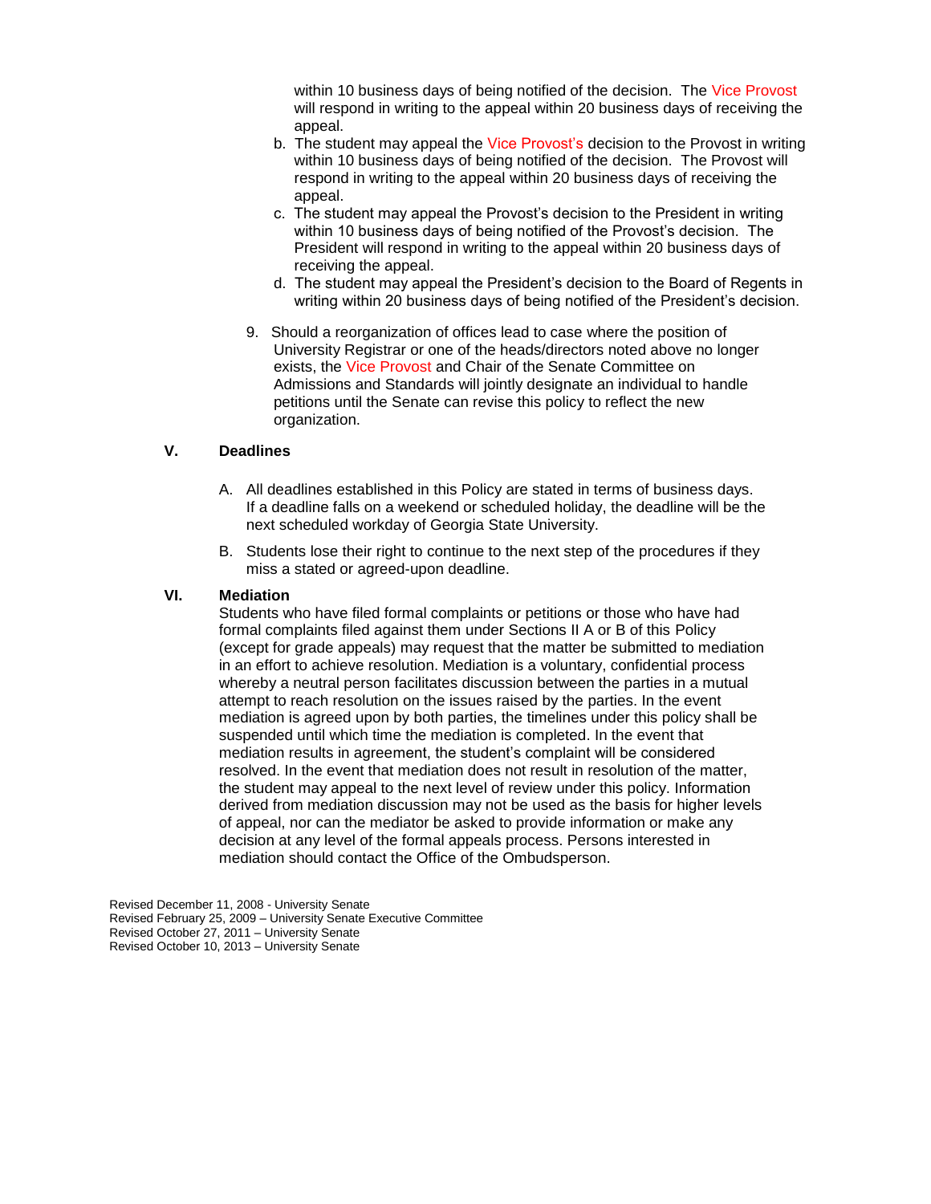within 10 business days of being notified of the decision. The Vice Provost will respond in writing to the appeal within 20 business days of receiving the appeal.

b. The student may appeal the Vice Provost's decision to the Provost in writing within 10 business days of being notified of the decision. The Provost will respond in writing to the appeal within 20 business days of receiving the appeal.

c. The student may appeal the Provost's decision to the President in writing within 10 business days of being notified of the Provost's decision. The President will respond in writing to the appeal within 20 business days of receiving the appeal.

d. The student may appeal the President's decision to the Board of Regents in writing within 20 business days of being notified of the President's decision.

9. Should a reorganization of offices lead to case where the position of University Registrar or one of the heads/directors noted above no longer exists, the Vice Provost and Chair of the Senate Committee on Admissions and Standards will jointly designate an individual to handle petitions until the Senate can revise this policy to reflect the new organization.

## V. Deadlines

A. All deadlines established in this Policy are stated in terms of business days. If a deadline falls on a weekend or scheduled holiday, the deadline will be the next scheduled workday of Georgia State University.

B. Students lose their right to continue to the next step of the procedures if they miss a stated or agreed-upon deadline.

## VI. Mediation

Students who have filed formal complaints or petitions or those who have had formal complaints filed against them under Sections II A or B of this Policy (except for grade appeals) may request that the matter be submitted to mediation in an effort to achieve resolution. Mediation is a voluntary, confidential process whereby a neutral person facilitates discussion between the parties in a mutual attempt to reach resolution on the issues raised by the parties. In the event mediation is agreed upon by both parties, the timelines under this policy shall be suspended until which time the mediation is completed. In the event that mediation results in agreement, the student's complaint will be considered resolved. In the event that mediation does not result in resolution of the matter, the student may appeal to the next level of review under this policy. Information derived from mediation discussion may not be used as the basis for higher levels of appeal, nor can the mediator be asked to provide information or make any decision at any level of the formal appeals process. Persons interested in mediation should contact the Office of the Ombudsperson.

Revised December 11, 2008 - University Senate
Revised February 25, 2009 – University Senate Executive Committee
Revised October 27, 2011 – University Senate
Revised October 10, 2013 – University Senate